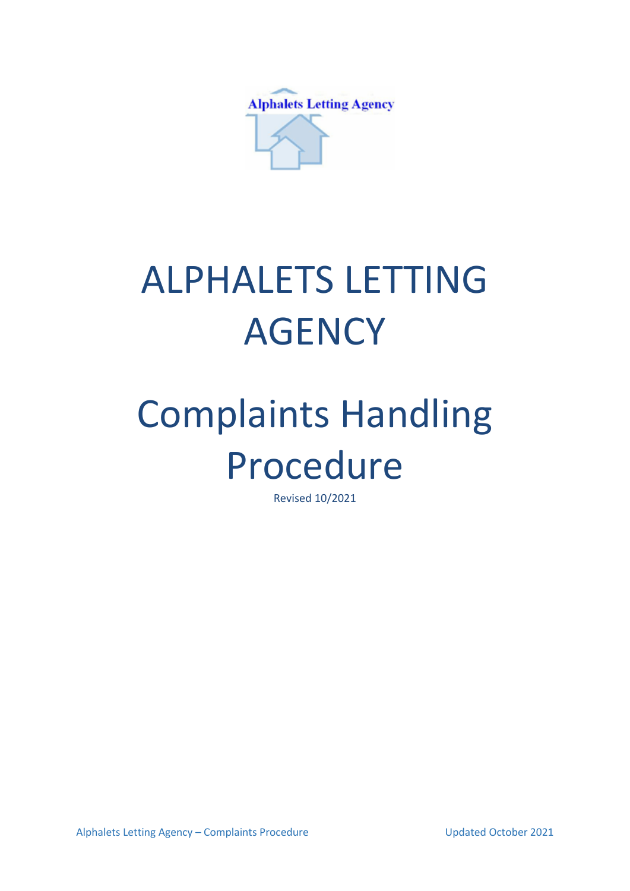Alphalets Letting Agency

# ALPHALETS LETTING AGENCY

# Complaints Handling Procedure

Revised 10/2021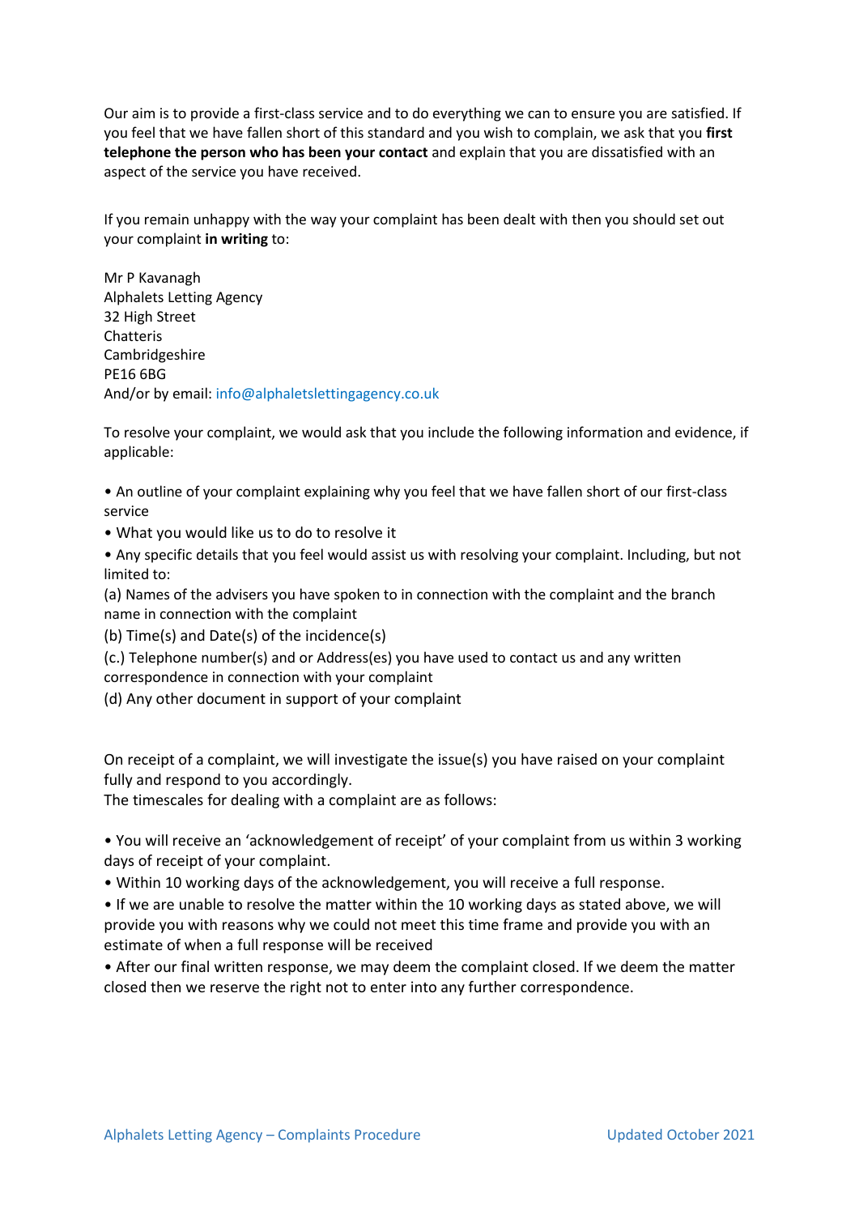Our aim is to provide a first-class service and to do everything we can to ensure you are satisfied. If you feel that we have fallen short of this standard and you wish to complain, we ask that you **first telephone the person who has been your contact** and explain that you are dissatisfied with an aspect of the service you have received.

If you remain unhappy with the way your complaint has been dealt with then you should set out your complaint **in writing** to:

Mr P Kavanagh
Alphalets Letting Agency
32 High Street
Chatteris
Cambridgeshire
PE16 6BG
And/or by email: info@alphaletslettingagency.co.uk

To resolve your complaint, we would ask that you include the following information and evidence, if applicable:

- An outline of your complaint explaining why you feel that we have fallen short of our first-class service
- What you would like us to do to resolve it
- Any specific details that you feel would assist us with resolving your complaint. Including, but not limited to:

(a) Names of the advisers you have spoken to in connection with the complaint and the branch name in connection with the complaint
(b) Time(s) and Date(s) of the incidence(s)
(c.) Telephone number(s) and or Address(es) you have used to contact us and any written correspondence in connection with your complaint
(d) Any other document in support of your complaint

On receipt of a complaint, we will investigate the issue(s) you have raised on your complaint fully and respond to you accordingly.
The timescales for dealing with a complaint are as follows:

- You will receive an 'acknowledgement of receipt' of your complaint from us within 3 working days of receipt of your complaint.
- Within 10 working days of the acknowledgement, you will receive a full response.
- If we are unable to resolve the matter within the 10 working days as stated above, we will provide you with reasons why we could not meet this time frame and provide you with an estimate of when a full response will be received
- After our final written response, we may deem the complaint closed. If we deem the matter closed then we reserve the right not to enter into any further correspondence.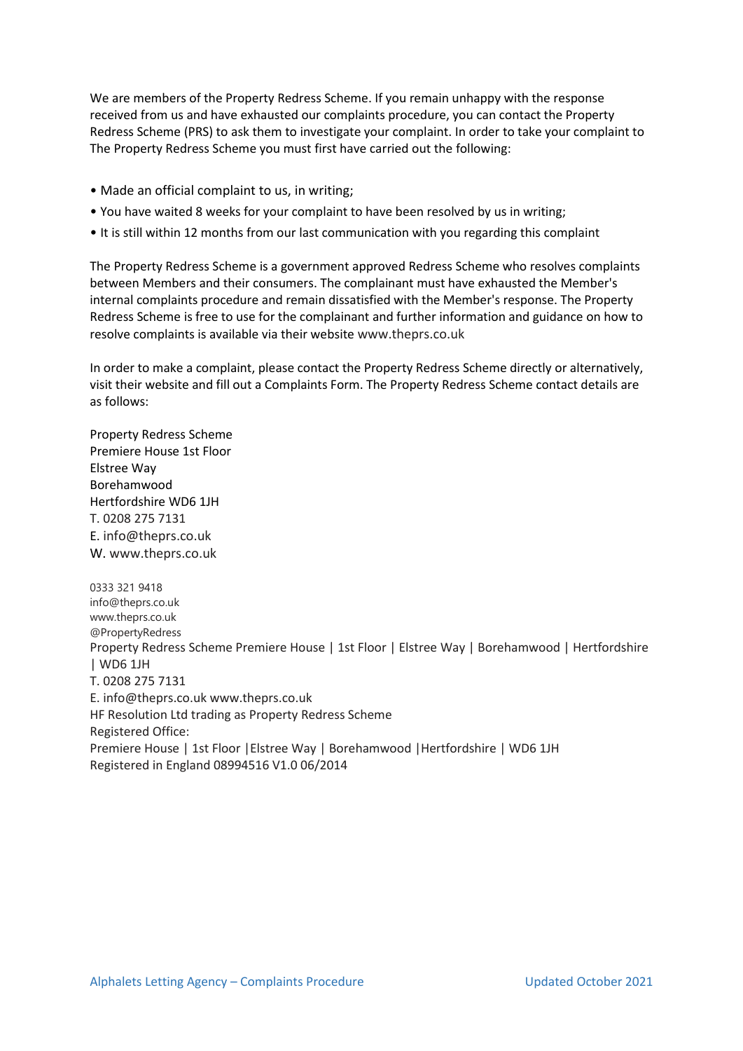We are members of the Property Redress Scheme. If you remain unhappy with the response received from us and have exhausted our complaints procedure, you can contact the Property Redress Scheme (PRS) to ask them to investigate your complaint. In order to take your complaint to The Property Redress Scheme you must first have carried out the following:

- Made an official complaint to us, in writing;
- You have waited 8 weeks for your complaint to have been resolved by us in writing;
- It is still within 12 months from our last communication with you regarding this complaint

The Property Redress Scheme is a government approved Redress Scheme who resolves complaints between Members and their consumers. The complainant must have exhausted the Member's internal complaints procedure and remain dissatisfied with the Member's response. The Property Redress Scheme is free to use for the complainant and further information and guidance on how to resolve complaints is available via their website www.theprs.co.uk

In order to make a complaint, please contact the Property Redress Scheme directly or alternatively, visit their website and fill out a Complaints Form. The Property Redress Scheme contact details are as follows:

Property Redress Scheme
Premiere House 1st Floor
Elstree Way
Borehamwood
Hertfordshire WD6 1JH
T. 0208 275 7131
E. info@theprs.co.uk
W. www.theprs.co.uk

0333 321 9418
info@theprs.co.uk
www.theprs.co.uk
@PropertyRedress
Property Redress Scheme Premiere House | 1st Floor | Elstree Way | Borehamwood | Hertfordshire | WD6 1JH
T. 0208 275 7131
E. info@theprs.co.uk www.theprs.co.uk
HF Resolution Ltd trading as Property Redress Scheme
Registered Office:
Premiere House | 1st Floor |Elstree Way | Borehamwood |Hertfordshire | WD6 1JH
Registered in England 08994516 V1.0 06/2014